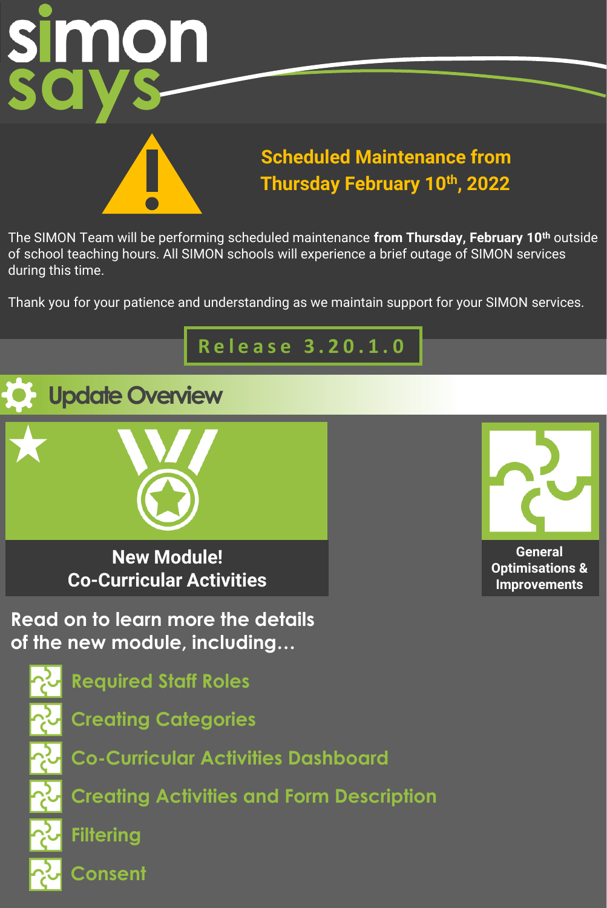# simon says

## Scheduled Maintenance from Thursday February 10th, 2022

The SIMON Team will be performing scheduled maintenance **from Thursday, February 10th** outside of school teaching hours. All SIMON schools will experience a brief outage of SIMON services during this time.

Thank you for your patience and understanding as we maintain support for your SIMON services.

**Release 3.20.1.0**

## Update Overview

**New Module! Co-Curricular Activities**

**General Optimisations & Improvements**

### Read on to learn more the details of the new module, including…

- Required Staff Roles
- Creating Categories
- Co-Curricular Activities Dashboard
- Creating Activities and Form Description
- Filtering
- Consent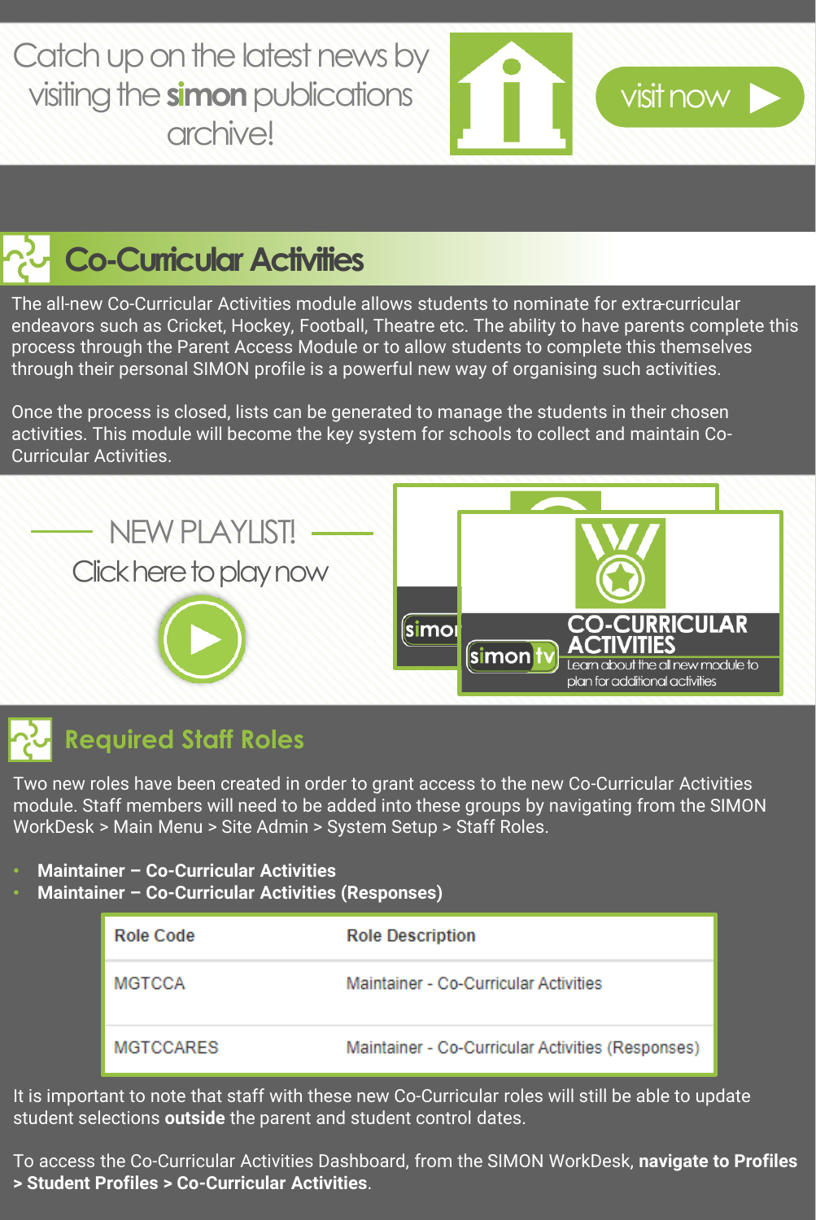Catch up on the latest news by visiting the **simon** publications archive!

visit now

## Co-Curricular Activities

The all-new Co-Curricular Activities module allows students to nominate for extra-curricular endeavors such as Cricket, Hockey, Football, Theatre etc. The ability to have parents complete this process through the Parent Access Module or to allow students to complete this themselves through their personal SIMON profile is a powerful new way of organising such activities.

Once the process is closed, lists can be generated to manage the students in their chosen activities. This module will become the key system for schools to collect and maintain Co-Curricular Activities.

NEW PLAYLIST!

Click here to play now

CO-CURRICULAR ACTIVITIES

Learn about the all new module to plan for additional activities

## Required Staff Roles

Two new roles have been created in order to grant access to the new Co-Curricular Activities module. Staff members will need to be added into these groups by navigating from the SIMON WorkDesk > Main Menu > Site Admin > System Setup > Staff Roles.

- **Maintainer – Co-Curricular Activities**
- **Maintainer – Co-Curricular Activities (Responses)**

| Role Code | Role Description |
|---|---|
| MGTCCA | Maintainer - Co-Curricular Activities |
| MGTCCARES | Maintainer - Co-Curricular Activities (Responses) |

It is important to note that staff with these new Co-Curricular roles will still be able to update student selections **outside** the parent and student control dates.

To access the Co-Curricular Activities Dashboard, from the SIMON WorkDesk, **navigate to Profiles > Student Profiles > Co-Curricular Activities**.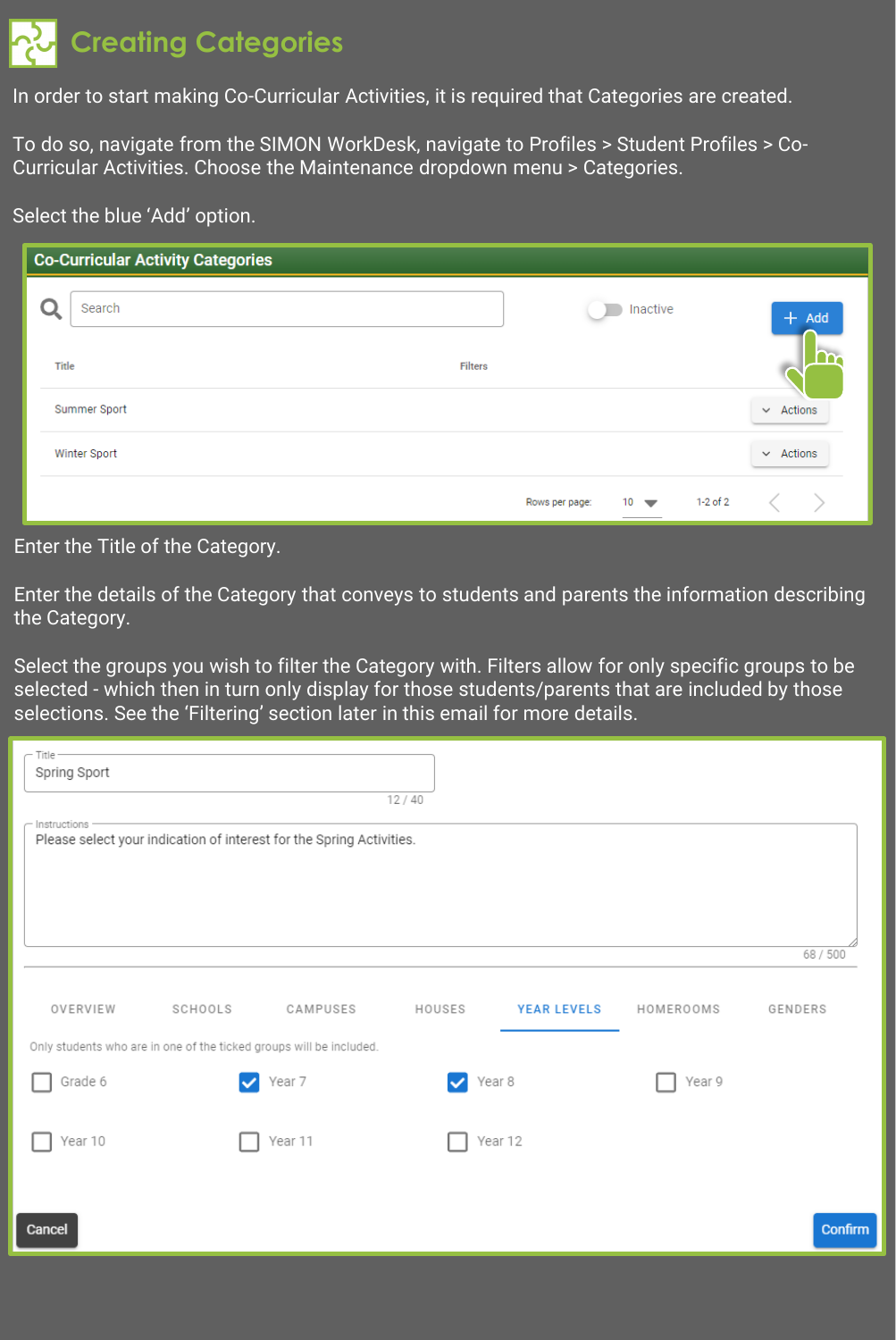# Creating Categories

In order to start making Co-Curricular Activities, it is required that Categories are created.

To do so, navigate from the SIMON WorkDesk, navigate to Profiles > Student Profiles > Co-Curricular Activities. Choose the Maintenance dropdown menu > Categories.

Select the blue 'Add' option.

**Co-Curricular Activity Categories**

Search | Inactive | + Add

| Title | Filters | |
|---|---|---|
| Summer Sport | | Actions |
| Winter Sport | | Actions |

Rows per page: 10 | 1-2 of 2

Enter the Title of the Category.

Enter the details of the Category that conveys to students and parents the information describing the Category.

Select the groups you wish to filter the Category with. Filters allow for only specific groups to be selected - which then in turn only display for those students/parents that are included by those selections. See the 'Filtering' section later in this email for more details.

Title: Spring Sport (12 / 40)

Instructions: Please select your indication of interest for the Spring Activities. (68 / 500)

OVERVIEW | SCHOOLS | CAMPUSES | HOUSES | YEAR LEVELS | HOMEROOMS | GENDERS

Only students who are in one of the ticked groups will be included.

- [ ] Grade 6
- [x] Year 7
- [x] Year 8
- [ ] Year 9
- [ ] Year 10
- [ ] Year 11
- [ ] Year 12

Cancel | Confirm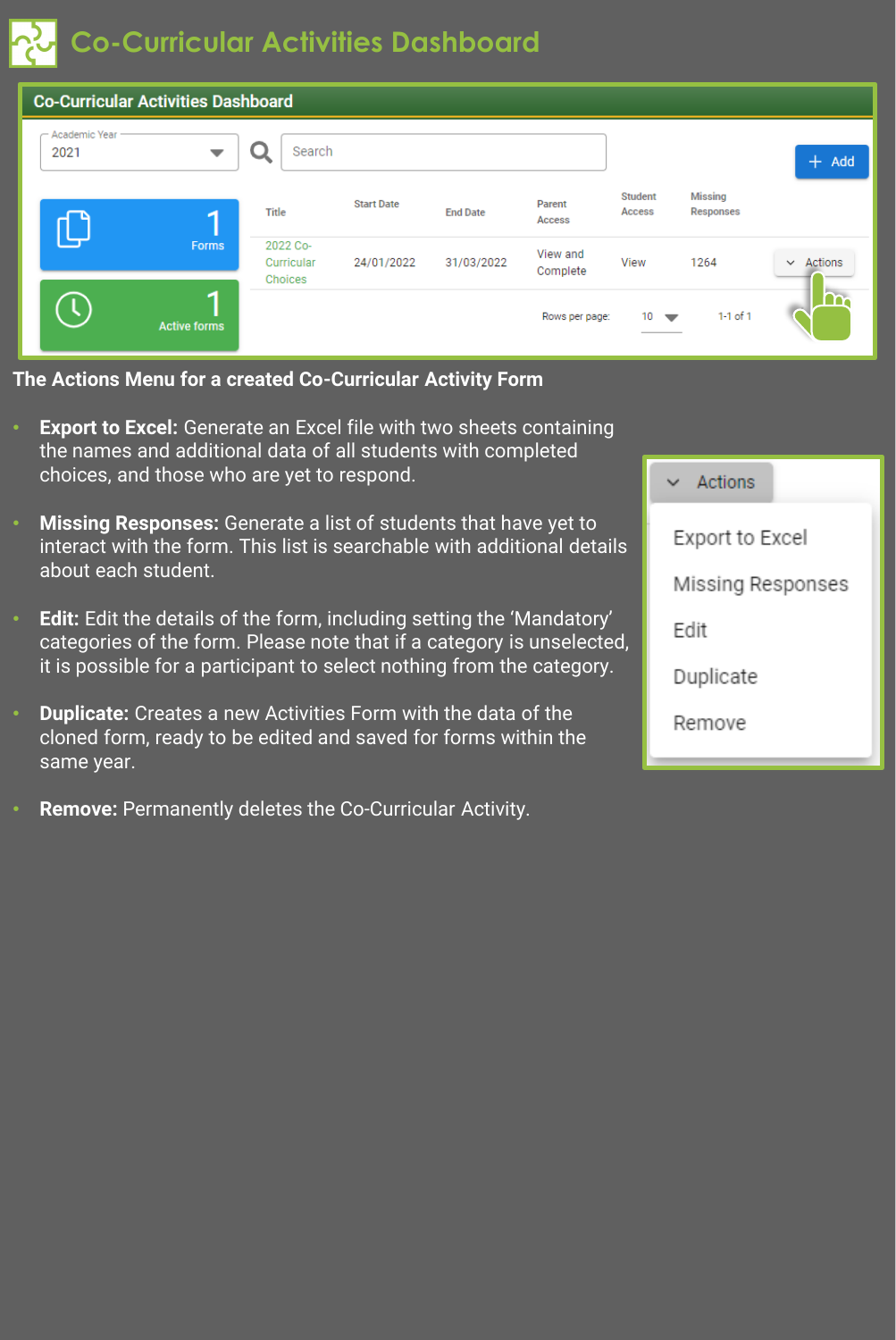# Co-Curricular Activities Dashboard

**The Actions Menu for a created Co-Curricular Activity Form**

- **Export to Excel:** Generate an Excel file with two sheets containing the names and additional data of all students with completed choices, and those who are yet to respond.
- **Missing Responses:** Generate a list of students that have yet to interact with the form. This list is searchable with additional details about each student.
- **Edit:** Edit the details of the form, including setting the 'Mandatory' categories of the form. Please note that if a category is unselected, it is possible for a participant to select nothing from the category.
- **Duplicate:** Creates a new Activities Form with the data of the cloned form, ready to be edited and saved for forms within the same year.
- **Remove:** Permanently deletes the Co-Curricular Activity.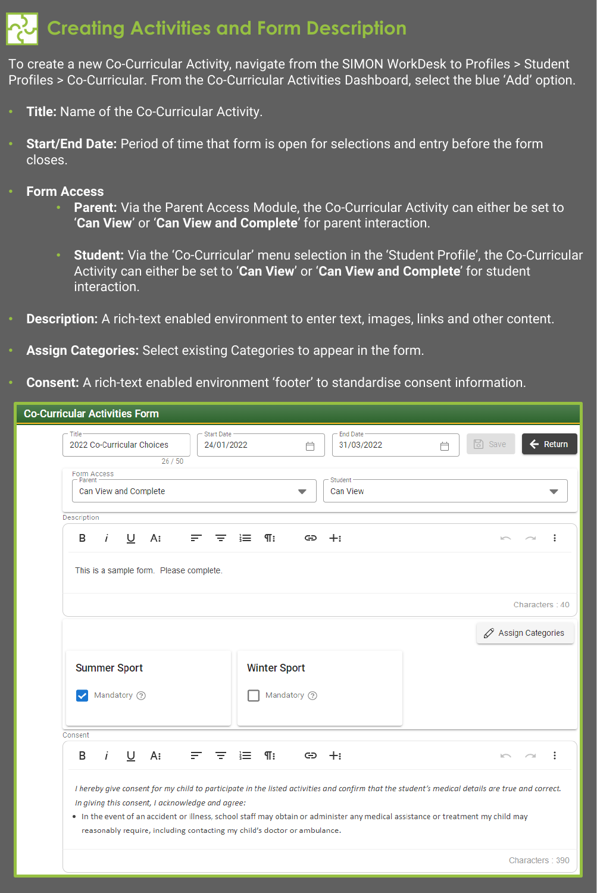# Creating Activities and Form Description

To create a new Co-Curricular Activity, navigate from the SIMON WorkDesk to Profiles > Student Profiles > Co-Curricular. From the Co-Curricular Activities Dashboard, select the blue 'Add' option.

- **Title:** Name of the Co-Curricular Activity.
- **Start/End Date:** Period of time that form is open for selections and entry before the form closes.
- **Form Access**
  - **Parent:** Via the Parent Access Module, the Co-Curricular Activity can either be set to '**Can View**' or '**Can View and Complete**' for parent interaction.
  - **Student:** Via the 'Co-Curricular' menu selection in the 'Student Profile', the Co-Curricular Activity can either be set to '**Can View**' or '**Can View and Complete**' for student interaction.
- **Description:** A rich-text enabled environment to enter text, images, links and other content.
- **Assign Categories:** Select existing Categories to appear in the form.
- **Consent:** A rich-text enabled environment 'footer' to standardise consent information.

**Co-Curricular Activities Form**

Title: 2022 Co-Curricular Choices (26 / 50)
Start Date: 24/01/2022
End Date: 31/03/2022
Save | Return

Form Access
Parent: Can View and Complete
Student: Can View

Description

This is a sample form. Please complete.

Characters : 40

Assign Categories

Summer Sport — Mandatory (checked)
Winter Sport — Mandatory (unchecked)

Consent

*I hereby give consent for my child to participate in the listed activities and confirm that the student's medical details are true and correct. In giving this consent, I acknowledge and agree:*

- In the event of an accident or illness, school staff may obtain or administer any medical assistance or treatment my child may reasonably require, including contacting my child's doctor or ambulance.

Characters : 390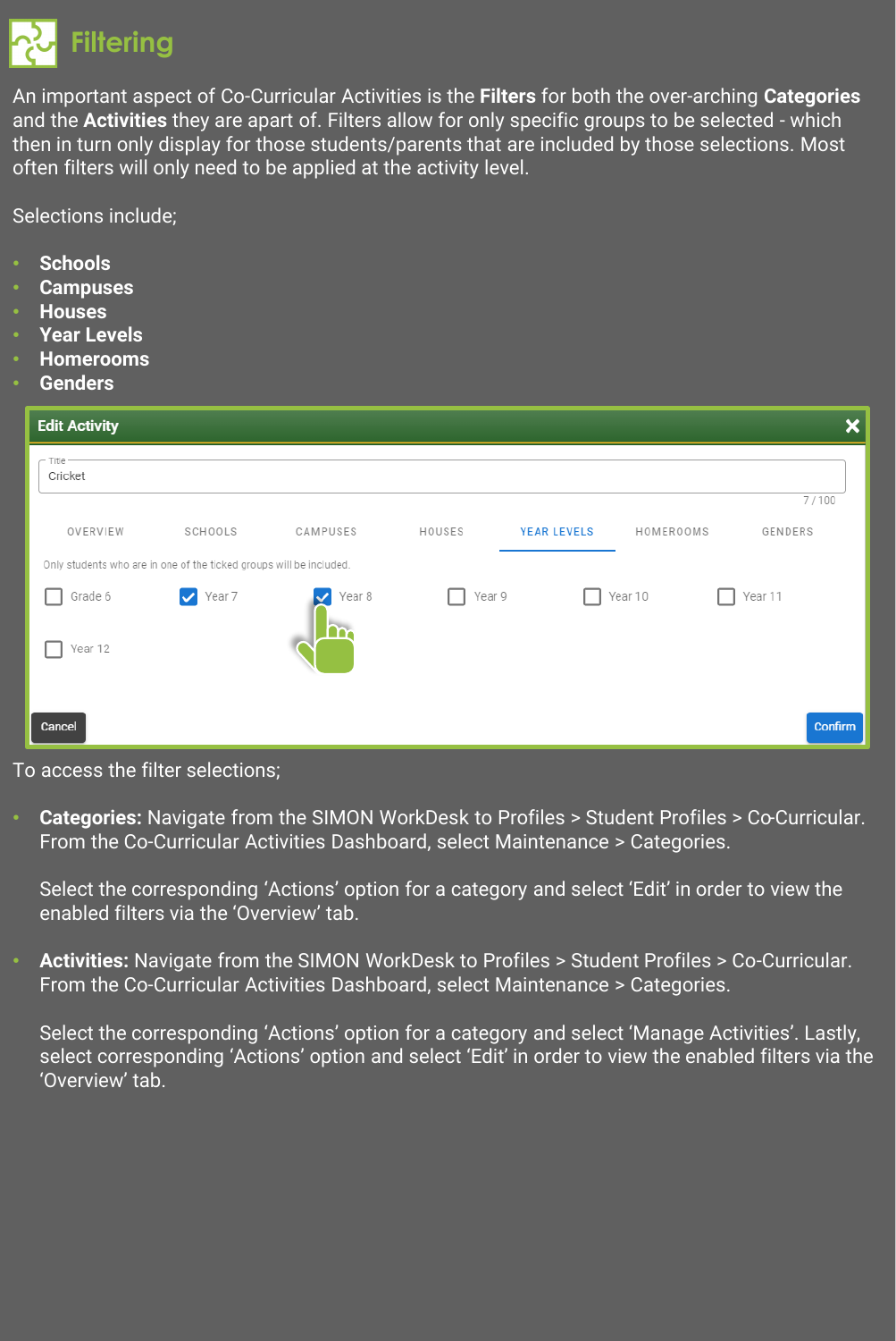# Filtering

An important aspect of Co-Curricular Activities is the **Filters** for both the over-arching **Categories** and the **Activities** they are apart of. Filters allow for only specific groups to be selected - which then in turn only display for those students/parents that are included by those selections. Most often filters will only need to be applied at the activity level.

Selections include;

- **Schools**
- **Campuses**
- **Houses**
- **Year Levels**
- **Homerooms**
- **Genders**

To access the filter selections;

- **Categories:** Navigate from the SIMON WorkDesk to Profiles > Student Profiles > Co-Curricular. From the Co-Curricular Activities Dashboard, select Maintenance > Categories.

  Select the corresponding 'Actions' option for a category and select 'Edit' in order to view the enabled filters via the 'Overview' tab.

- **Activities:** Navigate from the SIMON WorkDesk to Profiles > Student Profiles > Co-Curricular. From the Co-Curricular Activities Dashboard, select Maintenance > Categories.

  Select the corresponding 'Actions' option for a category and select 'Manage Activities'. Lastly, select corresponding 'Actions' option and select 'Edit' in order to view the enabled filters via the 'Overview' tab.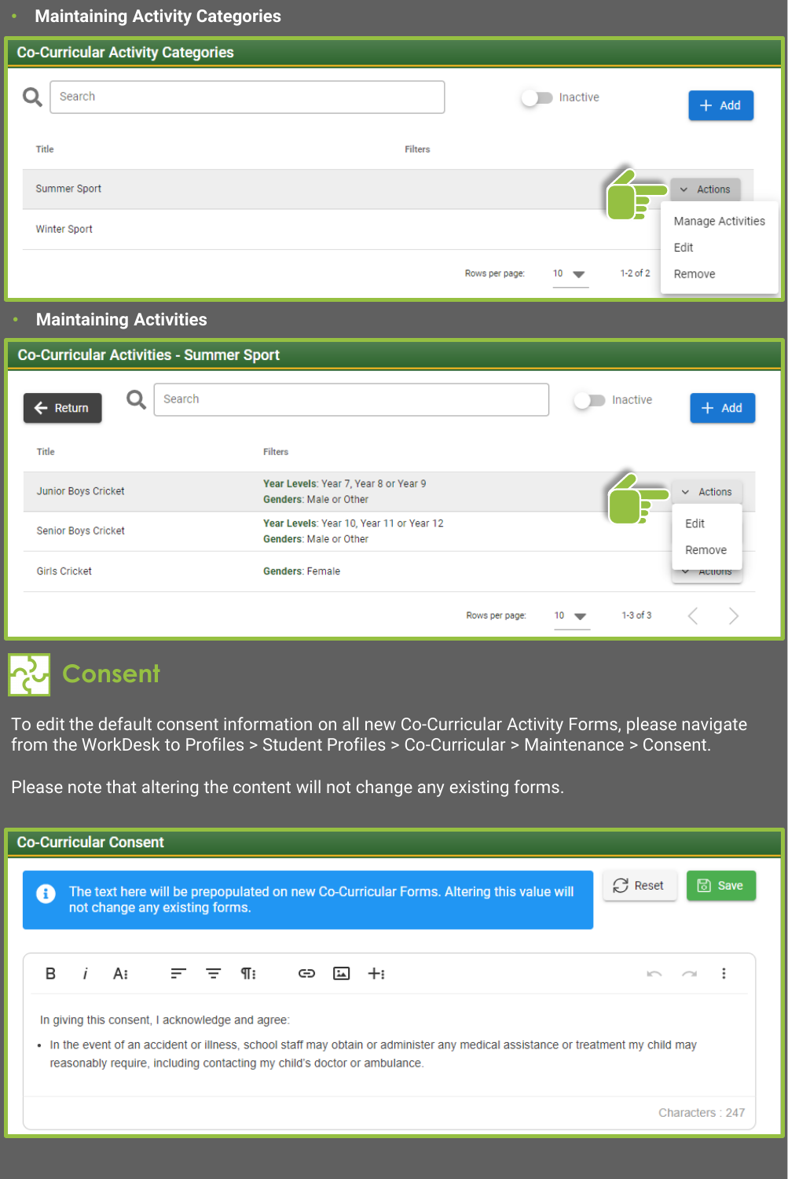- **Maintaining Activity Categories**

## Co-Curricular Activity Categories

Search

Inactive

+ Add

| Title | Filters | |
| --- | --- | --- |
| Summer Sport | | Actions |
| Winter Sport | | |

Manage Activities
Edit
Remove

Rows per page: 10 1-2 of 2

- **Maintaining Activities**

## Co-Curricular Activities - Summer Sport

Return

Search

Inactive

+ Add

| Title | Filters | |
| --- | --- | --- |
| Junior Boys Cricket | **Year Levels**: Year 7, Year 8 or Year 9<br>**Genders**: Male or Other | Actions |
| Senior Boys Cricket | **Year Levels**: Year 10, Year 11 or Year 12<br>**Genders**: Male or Other | |
| Girls Cricket | **Genders**: Female | Actions |

Edit
Remove

Rows per page: 10 1-3 of 3

# Consent

To edit the default consent information on all new Co-Curricular Activity Forms, please navigate from the WorkDesk to Profiles > Student Profiles > Co-Curricular > Maintenance > Consent.

Please note that altering the content will not change any existing forms.

## Co-Curricular Consent

The text here will be prepopulated on new Co-Curricular Forms. Altering this value will not change any existing forms.

Reset

Save

In giving this consent, I acknowledge and agree:

- In the event of an accident or illness, school staff may obtain or administer any medical assistance or treatment my child may reasonably require, including contacting my child's doctor or ambulance.

Characters : 247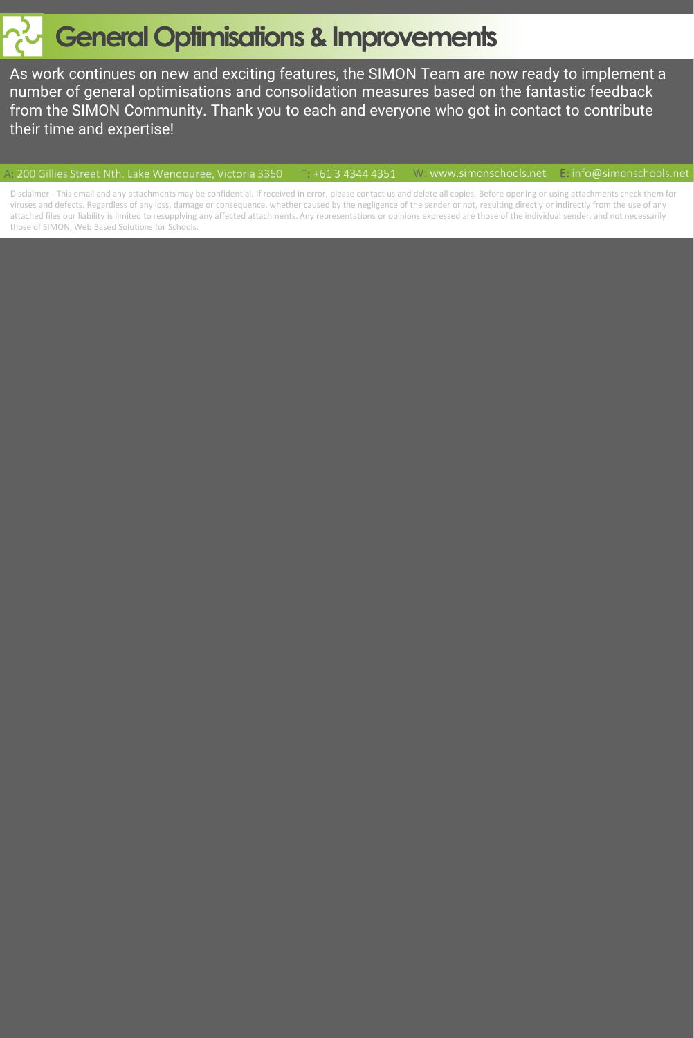# General Optimisations & Improvements

As work continues on new and exciting features, the SIMON Team are now ready to implement a number of general optimisations and consolidation measures based on the fantastic feedback from the SIMON Community. Thank you to each and everyone who got in contact to contribute their time and expertise!

A: 200 Gillies Street Nth. Lake Wendouree, Victoria 3350 T: +61 3 4344 4351 W: www.simonschools.net E: info@simonschools.net

Disclaimer - This email and any attachments may be confidential. If received in error, please contact us and delete all copies. Before opening or using attachments check them for viruses and defects. Regardless of any loss, damage or consequence, whether caused by the negligence of the sender or not, resulting directly or indirectly from the use of any attached files our liability is limited to resupplying any affected attachments. Any representations or opinions expressed are those of the individual sender, and not necessarily those of SIMON, Web Based Solutions for Schools.